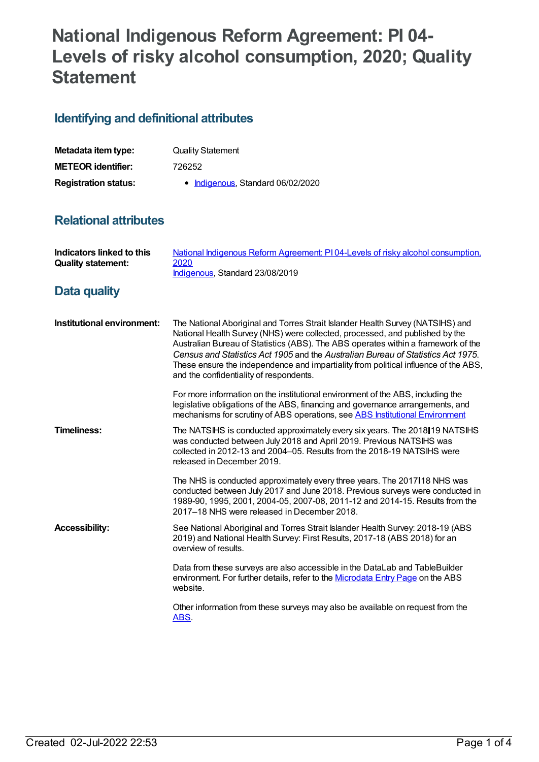# National Indigenous Reform Agreement: PI 04-Levels of risky alcohol consumption, 2020; Quality Statement

## Identifying and definitional attributes

| | |
|---|---|
| **Metadata item type:** | Quality Statement |
| **METEOR identifier:** | 726252 |
| **Registration status:** | • Indigenous, Standard 06/02/2020 |

## Relational attributes

| | |
|---|---|
| **Indicators linked to this Quality statement:** | National Indigenous Reform Agreement: PI 04-Levels of risky alcohol consumption, 2020<br>Indigenous, Standard 23/08/2019 |

## Data quality

**Institutional environment:**

The National Aboriginal and Torres Strait Islander Health Survey (NATSIHS) and National Health Survey (NHS) were collected, processed, and published by the Australian Bureau of Statistics (ABS). The ABS operates within a framework of the *Census and Statistics Act 1905* and the *Australian Bureau of Statistics Act 1975*. These ensure the independence and impartiality from political influence of the ABS, and the confidentiality of respondents.

For more information on the institutional environment of the ABS, including the legislative obligations of the ABS, financing and governance arrangements, and mechanisms for scrutiny of ABS operations, see ABS Institutional Environment

**Timeliness:**

The NATSIHS is conducted approximately every six years. The 2018–19 NATSIHS was conducted between July 2018 and April 2019. Previous NATSIHS was collected in 2012-13 and 2004–05. Results from the 2018-19 NATSIHS were released in December 2019.

The NHS is conducted approximately every three years. The 2017–18 NHS was conducted between July 2017 and June 2018. Previous surveys were conducted in 1989-90, 1995, 2001, 2004-05, 2007-08, 2011-12 and 2014-15. Results from the 2017–18 NHS were released in December 2018.

**Accessibility:**

See National Aboriginal and Torres Strait Islander Health Survey: 2018-19 (ABS 2019) and National Health Survey: First Results, 2017-18 (ABS 2018) for an overview of results.

Data from these surveys are also accessible in the DataLab and TableBuilder environment. For further details, refer to the Microdata Entry Page on the ABS website.

Other information from these surveys may also be available on request from the ABS.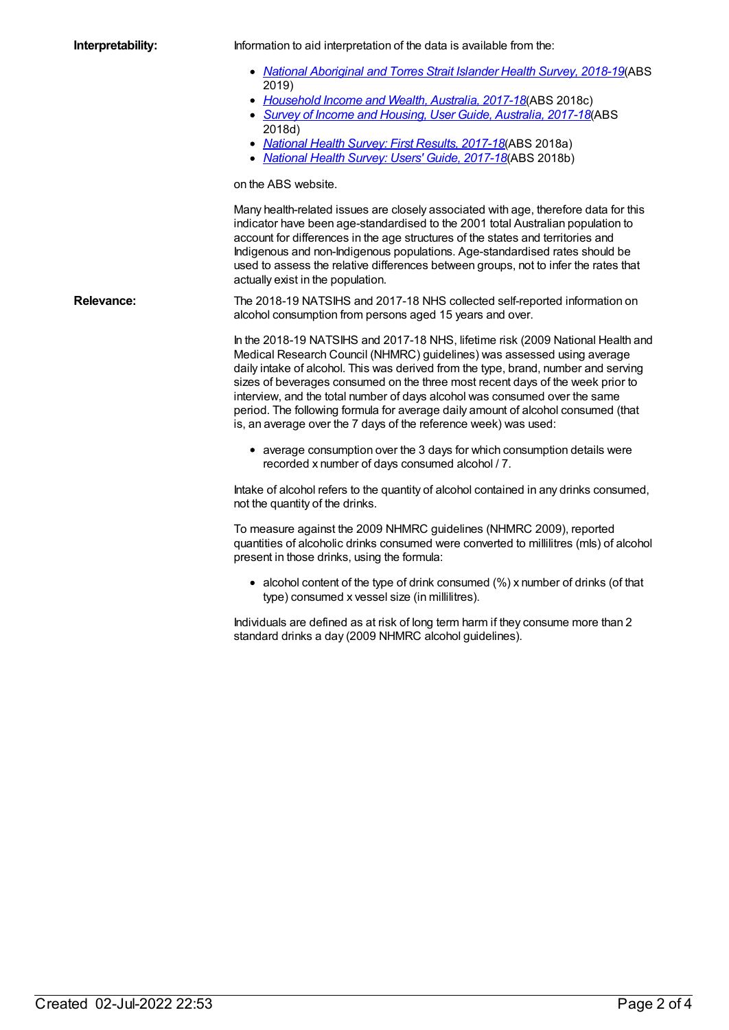**Interpretability:**

Information to aid interpretation of the data is available from the:

- *National Aboriginal and Torres Strait Islander Health Survey, 2018-19*(ABS 2019)
- *Household Income and Wealth, Australia, 2017-18*(ABS 2018c)
- *Survey of Income and Housing, User Guide, Australia, 2017-18*(ABS 2018d)
- *National Health Survey: First Results, 2017-18*(ABS 2018a)
- *National Health Survey: Users' Guide, 2017-18*(ABS 2018b)

on the ABS website.

Many health-related issues are closely associated with age, therefore data for this indicator have been age-standardised to the 2001 total Australian population to account for differences in the age structures of the states and territories and Indigenous and non-Indigenous populations. Age-standardised rates should be used to assess the relative differences between groups, not to infer the rates that actually exist in the population.

**Relevance:**

The 2018-19 NATSIHS and 2017-18 NHS collected self-reported information on alcohol consumption from persons aged 15 years and over.

In the 2018-19 NATSIHS and 2017-18 NHS, lifetime risk (2009 National Health and Medical Research Council (NHMRC) guidelines) was assessed using average daily intake of alcohol. This was derived from the type, brand, number and serving sizes of beverages consumed on the three most recent days of the week prior to interview, and the total number of days alcohol was consumed over the same period. The following formula for average daily amount of alcohol consumed (that is, an average over the 7 days of the reference week) was used:

- average consumption over the 3 days for which consumption details were recorded x number of days consumed alcohol / 7.

Intake of alcohol refers to the quantity of alcohol contained in any drinks consumed, not the quantity of the drinks.

To measure against the 2009 NHMRC guidelines (NHMRC 2009), reported quantities of alcoholic drinks consumed were converted to millilitres (mls) of alcohol present in those drinks, using the formula:

- alcohol content of the type of drink consumed (%) x number of drinks (of that type) consumed x vessel size (in millilitres).

Individuals are defined as at risk of long term harm if they consume more than 2 standard drinks a day (2009 NHMRC alcohol guidelines).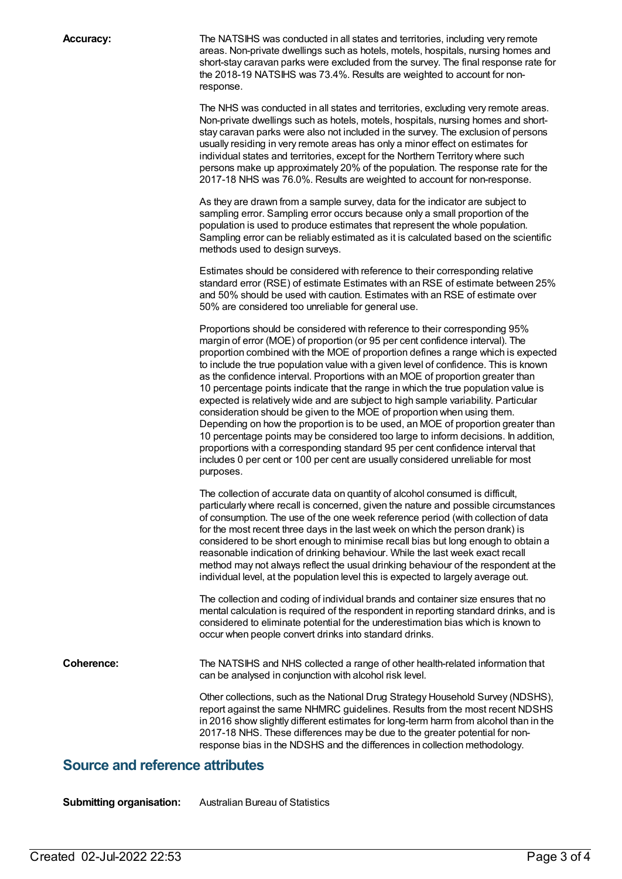**Accuracy:**

The NATSIHS was conducted in all states and territories, including very remote areas. Non-private dwellings such as hotels, motels, hospitals, nursing homes and short-stay caravan parks were excluded from the survey. The final response rate for the 2018-19 NATSIHS was 73.4%. Results are weighted to account for non-response.

The NHS was conducted in all states and territories, excluding very remote areas. Non-private dwellings such as hotels, motels, hospitals, nursing homes and short-stay caravan parks were also not included in the survey. The exclusion of persons usually residing in very remote areas has only a minor effect on estimates for individual states and territories, except for the Northern Territory where such persons make up approximately 20% of the population. The response rate for the 2017-18 NHS was 76.0%. Results are weighted to account for non-response.

As they are drawn from a sample survey, data for the indicator are subject to sampling error. Sampling error occurs because only a small proportion of the population is used to produce estimates that represent the whole population. Sampling error can be reliably estimated as it is calculated based on the scientific methods used to design surveys.

Estimates should be considered with reference to their corresponding relative standard error (RSE) of estimate Estimates with an RSE of estimate between 25% and 50% should be used with caution. Estimates with an RSE of estimate over 50% are considered too unreliable for general use.

Proportions should be considered with reference to their corresponding 95% margin of error (MOE) of proportion (or 95 per cent confidence interval). The proportion combined with the MOE of proportion defines a range which is expected to include the true population value with a given level of confidence. This is known as the confidence interval. Proportions with an MOE of proportion greater than 10 percentage points indicate that the range in which the true population value is expected is relatively wide and are subject to high sample variability. Particular consideration should be given to the MOE of proportion when using them. Depending on how the proportion is to be used, an MOE of proportion greater than 10 percentage points may be considered too large to inform decisions. In addition, proportions with a corresponding standard 95 per cent confidence interval that includes 0 per cent or 100 per cent are usually considered unreliable for most purposes.

The collection of accurate data on quantity of alcohol consumed is difficult, particularly where recall is concerned, given the nature and possible circumstances of consumption. The use of the one week reference period (with collection of data for the most recent three days in the last week on which the person drank) is considered to be short enough to minimise recall bias but long enough to obtain a reasonable indication of drinking behaviour. While the last week exact recall method may not always reflect the usual drinking behaviour of the respondent at the individual level, at the population level this is expected to largely average out.

The collection and coding of individual brands and container size ensures that no mental calculation is required of the respondent in reporting standard drinks, and is considered to eliminate potential for the underestimation bias which is known to occur when people convert drinks into standard drinks.

**Coherence:**

The NATSIHS and NHS collected a range of other health-related information that can be analysed in conjunction with alcohol risk level.

Other collections, such as the National Drug Strategy Household Survey (NDSHS), report against the same NHMRC guidelines. Results from the most recent NDSHS in 2016 show slightly different estimates for long-term harm from alcohol than in the 2017-18 NHS. These differences may be due to the greater potential for non-response bias in the NDSHS and the differences in collection methodology.

## Source and reference attributes

**Submitting organisation:** Australian Bureau of Statistics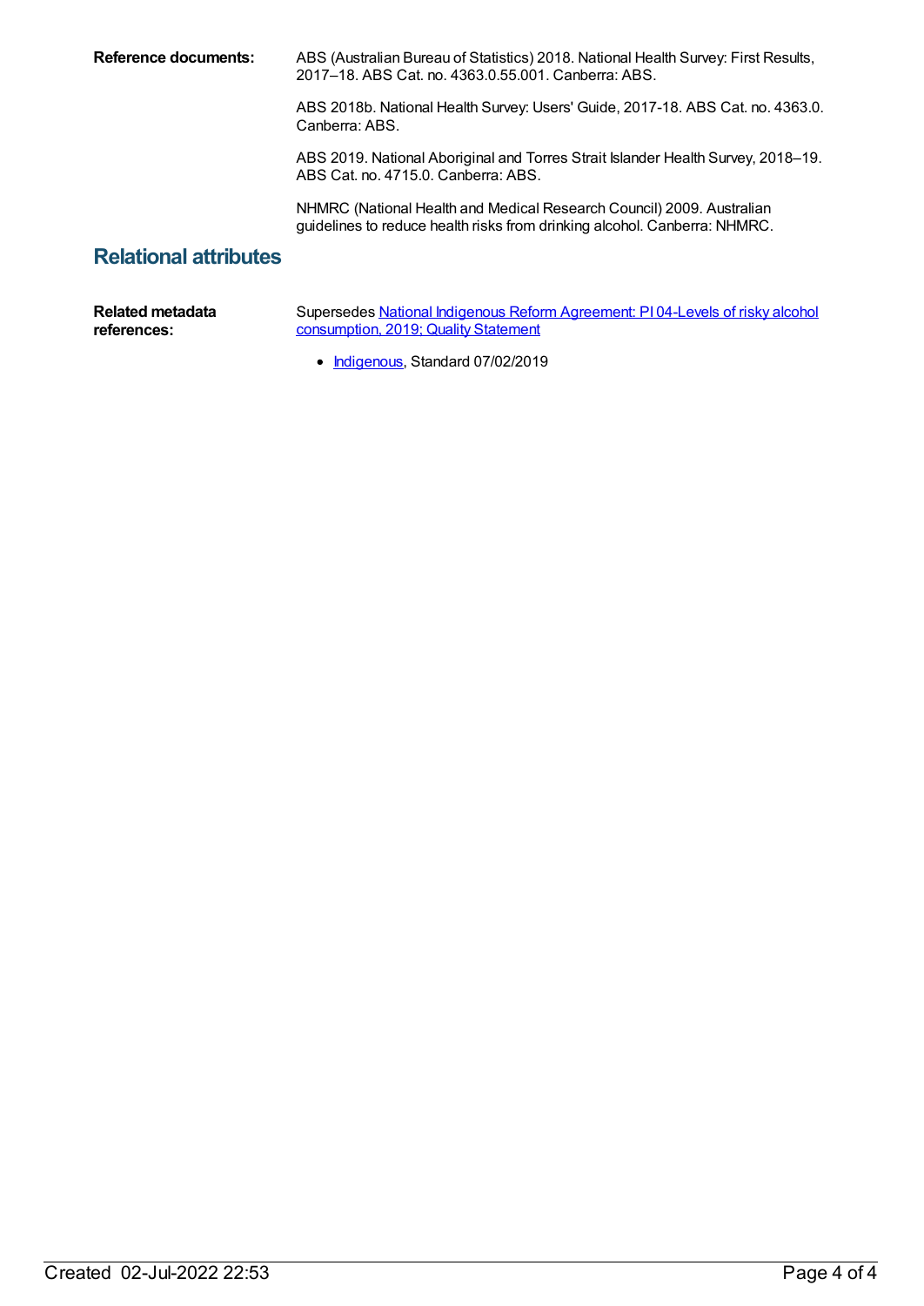**Reference documents:**

ABS (Australian Bureau of Statistics) 2018. National Health Survey: First Results, 2017–18. ABS Cat. no. 4363.0.55.001. Canberra: ABS.

ABS 2018b. National Health Survey: Users' Guide, 2017-18. ABS Cat. no. 4363.0. Canberra: ABS.

ABS 2019. National Aboriginal and Torres Strait Islander Health Survey, 2018–19. ABS Cat. no. 4715.0. Canberra: ABS.

NHMRC (National Health and Medical Research Council) 2009. Australian guidelines to reduce health risks from drinking alcohol. Canberra: NHMRC.

## Relational attributes

**Related metadata references:**

Supersedes National Indigenous Reform Agreement: PI 04-Levels of risky alcohol consumption, 2019; Quality Statement

- Indigenous, Standard 07/02/2019